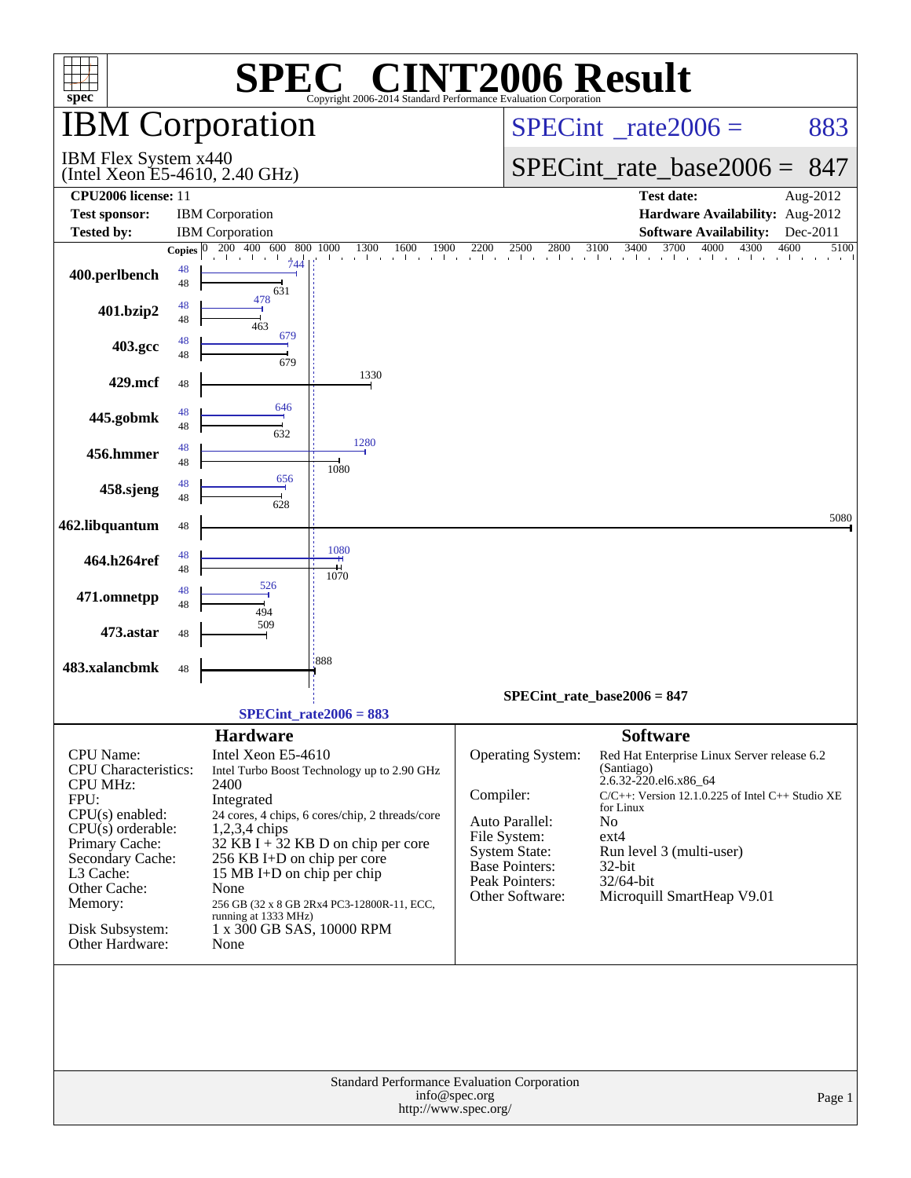# SPEC CINT2006 Result

Copyright 2006-2014 Standard Performance Evaluation Corporation

## IBM Corporation

IBM Flex System x440
(Intel Xeon E5-4610, 2.40 GHz)

SPECint_rate2006 = 883

SPECint_rate_base2006 = 847

| | | | |
|---|---|---|---|
| **CPU2006 license:** | 11 | **Test date:** | Aug-2012 |
| **Test sponsor:** | IBM Corporation | **Hardware Availability:** | Aug-2012 |
| **Tested by:** | IBM Corporation | **Software Availability:** | Dec-2011 |

| Benchmark | Copies (peak) | Peak | Copies (base) | Base |
|---|---|---|---|---|
| 400.perlbench | 48 | 744 | 48 | 631 |
| 401.bzip2 | 48 | 478 | 48 | 463 |
| 403.gcc | 48 | 679 | 48 | 679 |
| 429.mcf | | | 48 | 1330 |
| 445.gobmk | 48 | 646 | 48 | 632 |
| 456.hmmer | 48 | 1280 | 48 | 1080 |
| 458.sjeng | 48 | 656 | 48 | 628 |
| 462.libquantum | | | 48 | 5080 |
| 464.h264ref | 48 | 1080 | 48 | 1070 |
| 471.omnetpp | 48 | 526 | 48 | 494 |
| 473.astar | | | 48 | 509 |
| 483.xalancbmk | | | 48 | 888 |

SPECint_rate_base2006 = 847

SPECint_rate2006 = 883

### Hardware

| | |
|---|---|
| CPU Name: | Intel Xeon E5-4610 |
| CPU Characteristics: | Intel Turbo Boost Technology up to 2.90 GHz |
| CPU MHz: | 2400 |
| FPU: | Integrated |
| CPU(s) enabled: | 24 cores, 4 chips, 6 cores/chip, 2 threads/core |
| CPU(s) orderable: | 1,2,3,4 chips |
| Primary Cache: | 32 KB I + 32 KB D on chip per core |
| Secondary Cache: | 256 KB I+D on chip per core |
| L3 Cache: | 15 MB I+D on chip per chip |
| Other Cache: | None |
| Memory: | 256 GB (32 x 8 GB 2Rx4 PC3-12800R-11, ECC, running at 1333 MHz) |
| Disk Subsystem: | 1 x 300 GB SAS, 10000 RPM |
| Other Hardware: | None |

### Software

| | |
|---|---|
| Operating System: | Red Hat Enterprise Linux Server release 6.2 (Santiago) 2.6.32-220.el6.x86_64 |
| Compiler: | C/C++: Version 12.1.0.225 of Intel C++ Studio XE for Linux |
| Auto Parallel: | No |
| File System: | ext4 |
| System State: | Run level 3 (multi-user) |
| Base Pointers: | 32-bit |
| Peak Pointers: | 32/64-bit |
| Other Software: | Microquill SmartHeap V9.01 |

Standard Performance Evaluation Corporation
info@spec.org
http://www.spec.org/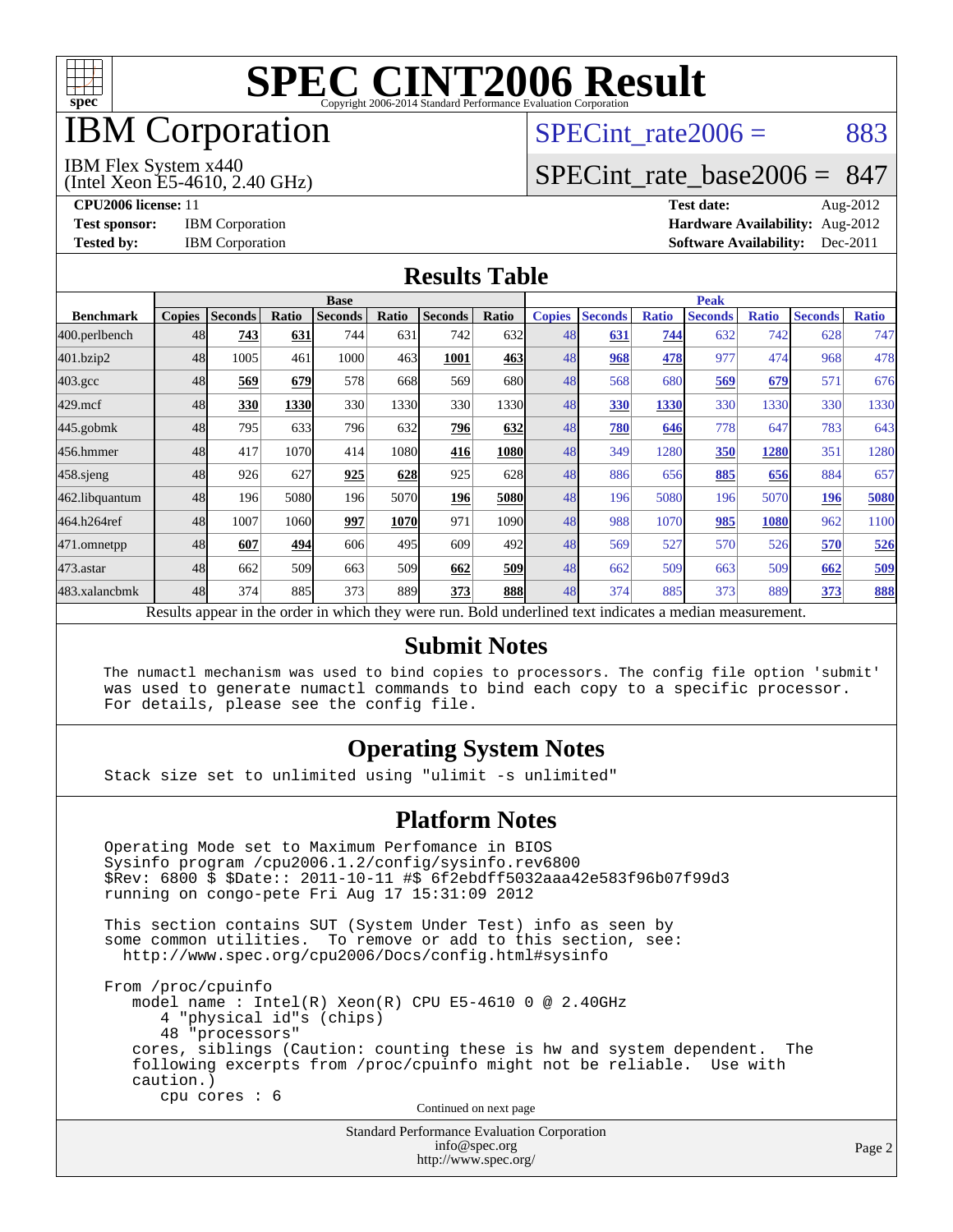# SPEC CINT2006 Result

Copyright 2006-2014 Standard Performance Evaluation Corporation

## IBM Corporation

IBM Flex System x440
(Intel Xeon E5-4610, 2.40 GHz)

SPECint_rate2006 = 883

SPECint_rate_base2006 = 847

**CPU2006 license:** 11
**Test sponsor:** IBM Corporation
**Tested by:** IBM Corporation

**Test date:** Aug-2012
**Hardware Availability:** Aug-2012
**Software Availability:** Dec-2011

## Results Table

| Benchmark | Base | | | | | | | Peak | | | | | | |
|---|---|---|---|---|---|---|---|---|---|---|---|---|---|---|
| | Copies | Seconds | Ratio | Seconds | Ratio | Seconds | Ratio | Copies | Seconds | Ratio | Seconds | Ratio | Seconds | Ratio |
| 400.perlbench | 48 | **743** | **631** | 744 | 631 | 742 | 632 | 48 | **631** | **744** | 632 | 742 | 628 | 747 |
| 401.bzip2 | 48 | 1005 | 461 | 1000 | 463 | **1001** | **463** | 48 | **968** | **478** | 977 | 474 | 968 | 478 |
| 403.gcc | 48 | **569** | **679** | 578 | 668 | 569 | 680 | 48 | 568 | 680 | **569** | **679** | 571 | 676 |
| 429.mcf | 48 | **330** | **1330** | 330 | 1330 | 330 | 1330 | 48 | **330** | **1330** | 330 | 1330 | 330 | 1330 |
| 445.gobmk | 48 | 795 | 633 | 796 | 632 | **796** | **632** | 48 | **780** | **646** | 778 | 647 | 783 | 643 |
| 456.hmmer | 48 | 417 | 1070 | 414 | 1080 | **416** | **1080** | 48 | 349 | 1280 | **350** | **1280** | 351 | 1280 |
| 458.sjeng | 48 | 926 | 627 | **925** | **628** | 925 | 628 | 48 | 886 | 656 | **885** | **656** | 884 | 657 |
| 462.libquantum | 48 | 196 | 5080 | 196 | 5070 | **196** | **5080** | 48 | 196 | 5080 | 196 | 5070 | **196** | **5080** |
| 464.h264ref | 48 | 1007 | 1060 | **997** | **1070** | 971 | 1090 | 48 | 988 | 1070 | **985** | **1080** | 962 | 1100 |
| 471.omnetpp | 48 | **607** | **494** | 606 | 495 | 609 | 492 | 48 | 569 | 527 | 570 | 526 | **570** | **526** |
| 473.astar | 48 | 662 | 509 | 663 | 509 | **662** | **509** | 48 | 662 | 509 | 663 | 509 | **662** | **509** |
| 483.xalancbmk | 48 | 374 | 885 | 373 | 889 | **373** | **888** | 48 | 374 | 885 | 373 | 889 | **373** | **888** |

Results appear in the order in which they were run. Bold underlined text indicates a median measurement.

## Submit Notes

```
The numactl mechanism was used to bind copies to processors. The config file option 'submit'
was used to generate numactl commands to bind each copy to a specific processor.
For details, please see the config file.
```

## Operating System Notes

```
Stack size set to unlimited using "ulimit -s unlimited"
```

## Platform Notes

```
Operating Mode set to Maximum Perfomance in BIOS
Sysinfo program /cpu2006.1.2/config/sysinfo.rev6800
$Rev: 6800 $ $Date:: 2011-10-11 #$ 6f2ebdff5032aaa42e583f96b07f99d3
running on congo-pete Fri Aug 17 15:31:09 2012

This section contains SUT (System Under Test) info as seen by
some common utilities.  To remove or add to this section, see:
  http://www.spec.org/cpu2006/Docs/config.html#sysinfo

From /proc/cpuinfo
   model name : Intel(R) Xeon(R) CPU E5-4610 0 @ 2.40GHz
      4 "physical id"s (chips)
      48 "processors"
   cores, siblings (Caution: counting these is hw and system dependent.  The
   following excerpts from /proc/cpuinfo might not be reliable.  Use with
   caution.)
      cpu cores : 6
```

Continued on next page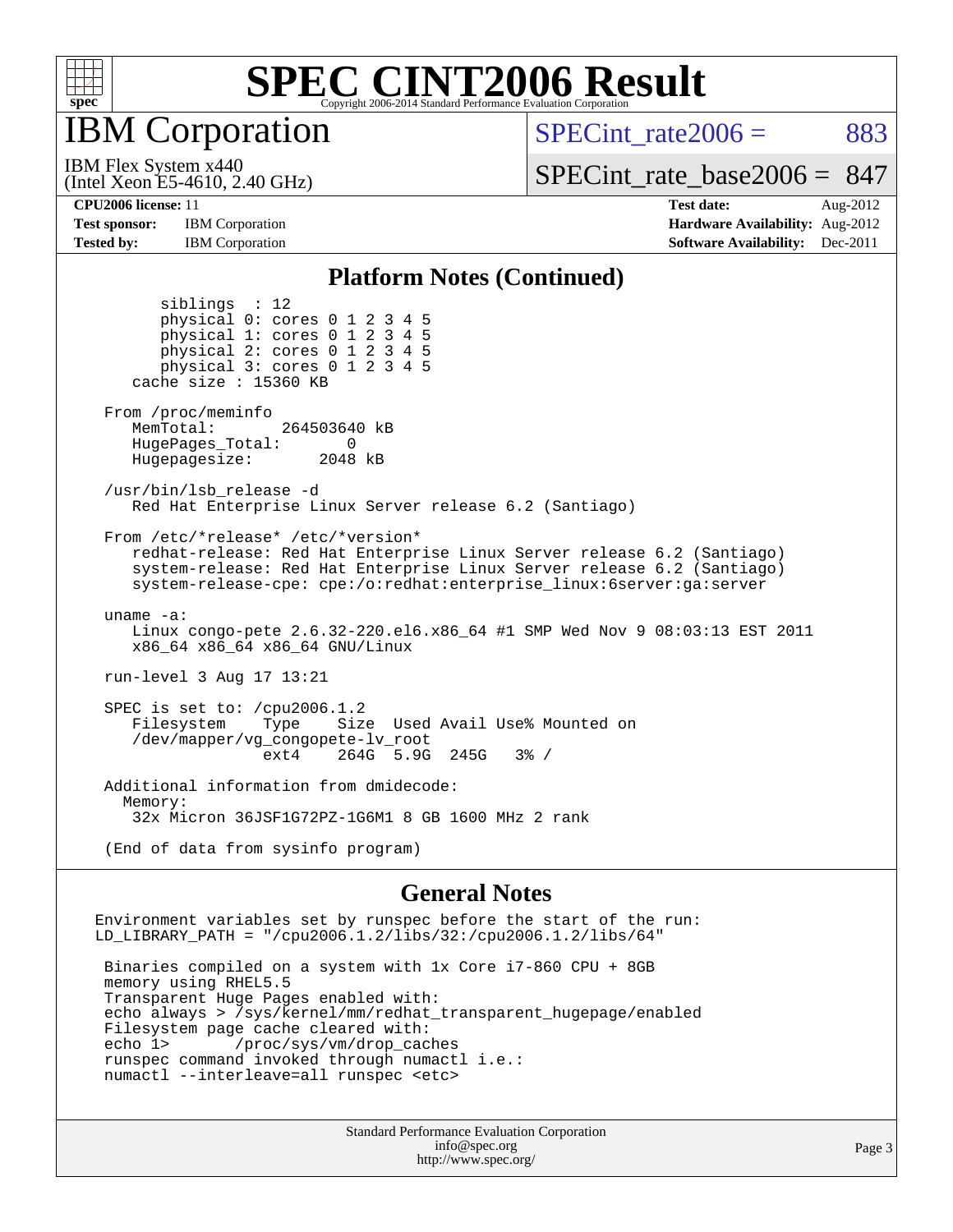# SPEC CINT2006 Result

Copyright 2006-2014 Standard Performance Evaluation Corporation

## IBM Corporation

IBM Flex System x440
(Intel Xeon E5-4610, 2.40 GHz)

SPECint_rate2006 = 883

SPECint_rate_base2006 = 847

**CPU2006 license:** 11
**Test sponsor:** IBM Corporation
**Tested by:** IBM Corporation

**Test date:** Aug-2012
**Hardware Availability:** Aug-2012
**Software Availability:** Dec-2011

### Platform Notes (Continued)

```
        siblings  : 12
        physical 0: cores 0 1 2 3 4 5
        physical 1: cores 0 1 2 3 4 5
        physical 2: cores 0 1 2 3 4 5
        physical 3: cores 0 1 2 3 4 5
     cache size : 15360 KB

  From /proc/meminfo
     MemTotal:       264503640 kB
     HugePages_Total:       0
     Hugepagesize:       2048 kB

  /usr/bin/lsb_release -d
     Red Hat Enterprise Linux Server release 6.2 (Santiago)

  From /etc/*release* /etc/*version*
     redhat-release: Red Hat Enterprise Linux Server release 6.2 (Santiago)
     system-release: Red Hat Enterprise Linux Server release 6.2 (Santiago)
     system-release-cpe: cpe:/o:redhat:enterprise_linux:6server:ga:server

  uname -a:
     Linux congo-pete 2.6.32-220.el6.x86_64 #1 SMP Wed Nov 9 08:03:13 EST 2011
     x86_64 x86_64 x86_64 GNU/Linux

  run-level 3 Aug 17 13:21

  SPEC is set to: /cpu2006.1.2
     Filesystem    Type    Size  Used Avail Use% Mounted on
     /dev/mapper/vg_congopete-lv_root
                   ext4    264G  5.9G  245G   3% /

  Additional information from dmidecode:
    Memory:
     32x Micron 36JSF1G72PZ-1G6M1 8 GB 1600 MHz 2 rank

  (End of data from sysinfo program)
```

### General Notes

```
Environment variables set by runspec before the start of the run:
LD_LIBRARY_PATH = "/cpu2006.1.2/libs/32:/cpu2006.1.2/libs/64"

 Binaries compiled on a system with 1x Core i7-860 CPU + 8GB
 memory using RHEL5.5
 Transparent Huge Pages enabled with:
 echo always > /sys/kernel/mm/redhat_transparent_hugepage/enabled
 Filesystem page cache cleared with:
 echo 1>       /proc/sys/vm/drop_caches
 runspec command invoked through numactl i.e.:
 numactl --interleave=all runspec <etc>
```

Standard Performance Evaluation Corporation
info@spec.org
http://www.spec.org/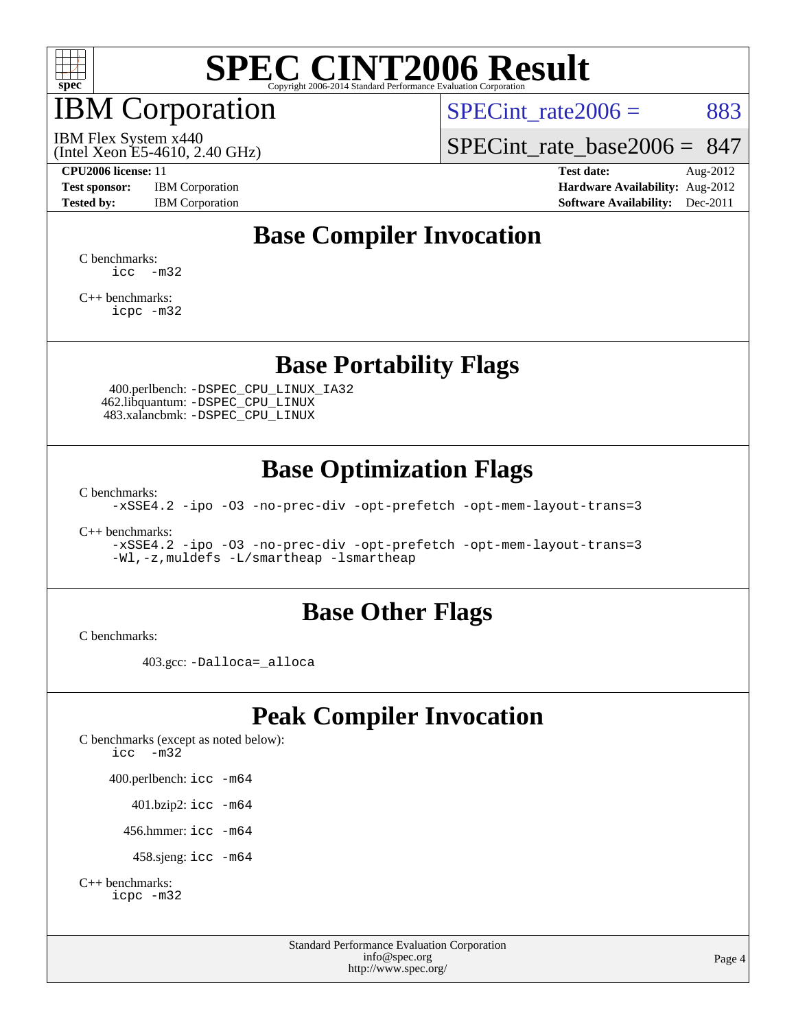# SPEC CINT2006 Result

Copyright 2006-2014 Standard Performance Evaluation Corporation

## IBM Corporation

IBM Flex System x440
(Intel Xeon E5-4610, 2.40 GHz)

SPECint_rate2006 = 883

SPECint_rate_base2006 = 847

**CPU2006 license:** 11
**Test sponsor:** IBM Corporation
**Tested by:** IBM Corporation

**Test date:** Aug-2012
**Hardware Availability:** Aug-2012
**Software Availability:** Dec-2011

## Base Compiler Invocation

C benchmarks:
```
icc -m32
```

C++ benchmarks:
```
icpc -m32
```

## Base Portability Flags

400.perlbench: `-DSPEC_CPU_LINUX_IA32`
462.libquantum: `-DSPEC_CPU_LINUX`
483.xalancbmk: `-DSPEC_CPU_LINUX`

## Base Optimization Flags

C benchmarks:
```
-xSSE4.2 -ipo -O3 -no-prec-div -opt-prefetch -opt-mem-layout-trans=3
```

C++ benchmarks:
```
-xSSE4.2 -ipo -O3 -no-prec-div -opt-prefetch -opt-mem-layout-trans=3
-Wl,-z,muldefs -L/smartheap -lsmartheap
```

## Base Other Flags

C benchmarks:

403.gcc: `-Dalloca=_alloca`

## Peak Compiler Invocation

C benchmarks (except as noted below):
```
icc -m32
```

400.perlbench: `icc -m64`

401.bzip2: `icc -m64`

456.hmmer: `icc -m64`

458.sjeng: `icc -m64`

C++ benchmarks:
```
icpc -m32
```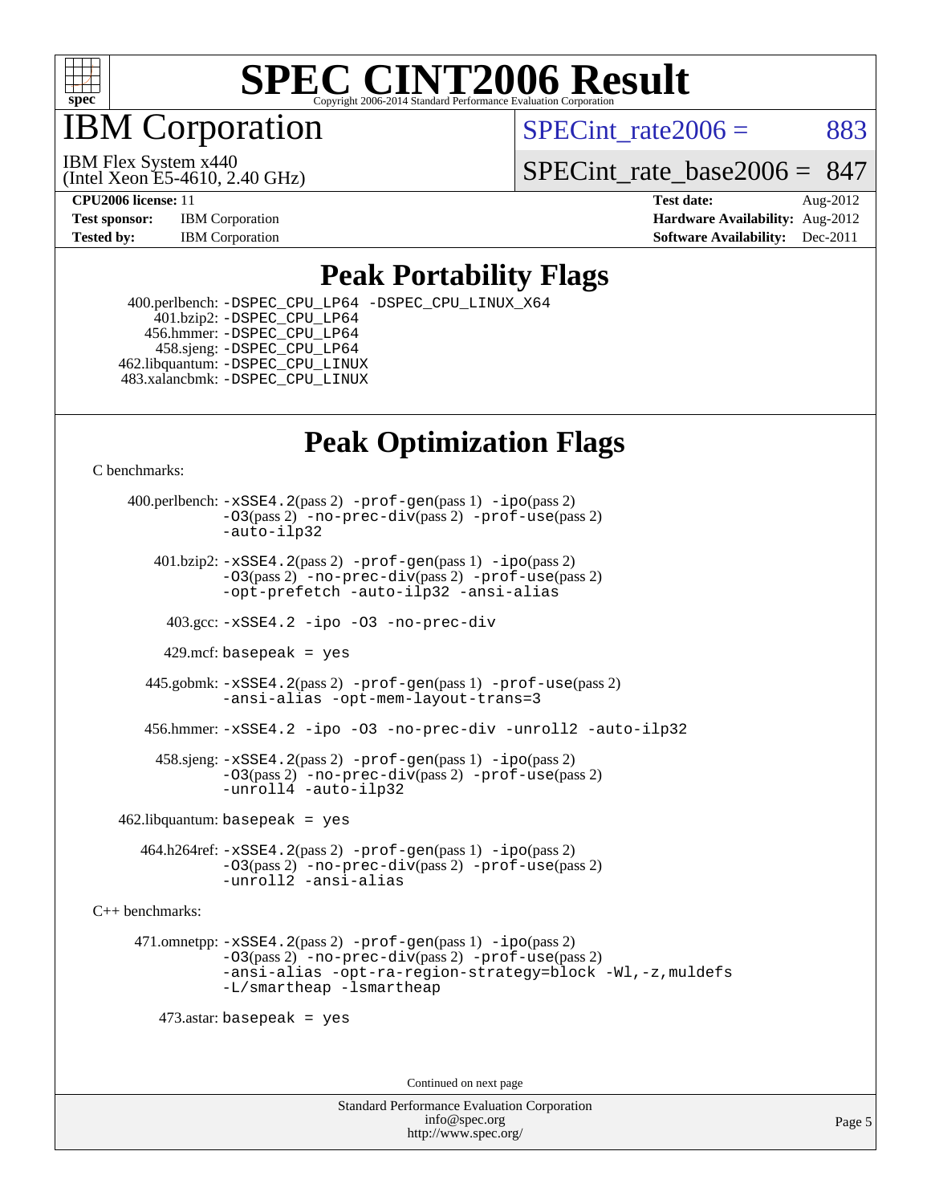# SPEC CINT2006 Result

Copyright 2006-2014 Standard Performance Evaluation Corporation

# IBM Corporation

IBM Flex System x440
(Intel Xeon E5-4610, 2.40 GHz)

SPECint_rate2006 = 883

SPECint_rate_base2006 = 847

**CPU2006 license:** 11
**Test sponsor:** IBM Corporation
**Tested by:** IBM Corporation

**Test date:** Aug-2012
**Hardware Availability:** Aug-2012
**Software Availability:** Dec-2011

## Peak Portability Flags

400.perlbench: -DSPEC_CPU_LP64 -DSPEC_CPU_LINUX_X64
401.bzip2: -DSPEC_CPU_LP64
456.hmmer: -DSPEC_CPU_LP64
458.sjeng: -DSPEC_CPU_LP64
462.libquantum: -DSPEC_CPU_LINUX
483.xalancbmk: -DSPEC_CPU_LINUX

## Peak Optimization Flags

C benchmarks:

400.perlbench: -xSSE4.2(pass 2) -prof-gen(pass 1) -ipo(pass 2) -O3(pass 2) -no-prec-div(pass 2) -prof-use(pass 2) -auto-ilp32

401.bzip2: -xSSE4.2(pass 2) -prof-gen(pass 1) -ipo(pass 2) -O3(pass 2) -no-prec-div(pass 2) -prof-use(pass 2) -opt-prefetch -auto-ilp32 -ansi-alias

403.gcc: -xSSE4.2 -ipo -O3 -no-prec-div

429.mcf: basepeak = yes

445.gobmk: -xSSE4.2(pass 2) -prof-gen(pass 1) -prof-use(pass 2) -ansi-alias -opt-mem-layout-trans=3

456.hmmer: -xSSE4.2 -ipo -O3 -no-prec-div -unroll2 -auto-ilp32

458.sjeng: -xSSE4.2(pass 2) -prof-gen(pass 1) -ipo(pass 2) -O3(pass 2) -no-prec-div(pass 2) -prof-use(pass 2) -unroll4 -auto-ilp32

462.libquantum: basepeak = yes

464.h264ref: -xSSE4.2(pass 2) -prof-gen(pass 1) -ipo(pass 2) -O3(pass 2) -no-prec-div(pass 2) -prof-use(pass 2) -unroll2 -ansi-alias

C++ benchmarks:

471.omnetpp: -xSSE4.2(pass 2) -prof-gen(pass 1) -ipo(pass 2) -O3(pass 2) -no-prec-div(pass 2) -prof-use(pass 2) -ansi-alias -opt-ra-region-strategy=block -Wl,-z,muldefs -L/smartheap -lsmartheap

473.astar: basepeak = yes

Continued on next page

Standard Performance Evaluation Corporation
info@spec.org
http://www.spec.org/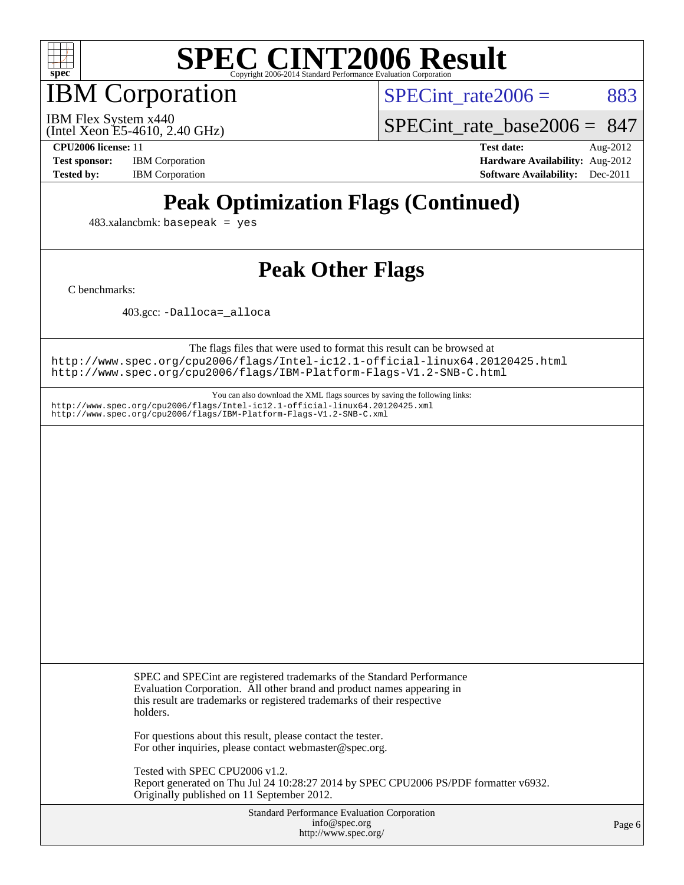# Peak Optimization Flags (Continued)

483.xalancbmk: basepeak = yes

# Peak Other Flags

C benchmarks:

403.gcc: -Dalloca=_alloca

The flags files that were used to format this result can be browsed at
http://www.spec.org/cpu2006/flags/Intel-ic12.1-official-linux64.20120425.html
http://www.spec.org/cpu2006/flags/IBM-Platform-Flags-V1.2-SNB-C.html

You can also download the XML flags sources by saving the following links:
http://www.spec.org/cpu2006/flags/Intel-ic12.1-official-linux64.20120425.xml
http://www.spec.org/cpu2006/flags/IBM-Platform-Flags-V1.2-SNB-C.xml

SPEC and SPECint are registered trademarks of the Standard Performance Evaluation Corporation. All other brand and product names appearing in this result are trademarks or registered trademarks of their respective holders.

For questions about this result, please contact the tester.
For other inquiries, please contact webmaster@spec.org.

Tested with SPEC CPU2006 v1.2.
Report generated on Thu Jul 24 10:28:27 2014 by SPEC CPU2006 PS/PDF formatter v6932.
Originally published on 11 September 2012.